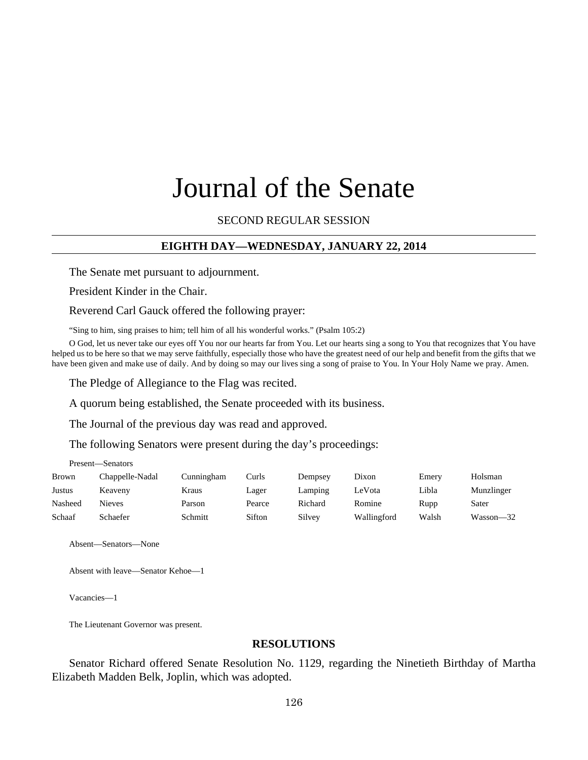# Journal of the Senate

SECOND REGULAR SESSION

**EIGHTH DAY—WEDNESDAY, JANUARY 22, 2014**

The Senate met pursuant to adjournment.

President Kinder in the Chair.

Reverend Carl Gauck offered the following prayer:

"Sing to him, sing praises to him; tell him of all his wonderful works." (Psalm 105:2)

O God, let us never take our eyes off You nor our hearts far from You. Let our hearts sing a song to You that recognizes that You have helped us to be here so that we may serve faithfully, especially those who have the greatest need of our help and benefit from the gifts that we have been given and make use of daily. And by doing so may our lives sing a song of praise to You. In Your Holy Name we pray. Amen.

The Pledge of Allegiance to the Flag was recited.

A quorum being established, the Senate proceeded with its business.

The Journal of the previous day was read and approved.

The following Senators were present during the day's proceedings:

Present—Senators

| | | | | | | | |
|---|---|---|---|---|---|---|---|
| Brown | Chappelle-Nadal | Cunningham | Curls | Dempsey | Dixon | Emery | Holsman |
| Justus | Keaveny | Kraus | Lager | Lamping | LeVota | Libla | Munzlinger |
| Nasheed | Nieves | Parson | Pearce | Richard | Romine | Rupp | Sater |
| Schaaf | Schaefer | Schmitt | Sifton | Silvey | Wallingford | Walsh | Wasson—32 |

Absent—Senators—None

Absent with leave—Senator Kehoe—1

Vacancies—1

The Lieutenant Governor was present.

## RESOLUTIONS

Senator Richard offered Senate Resolution No. 1129, regarding the Ninetieth Birthday of Martha Elizabeth Madden Belk, Joplin, which was adopted.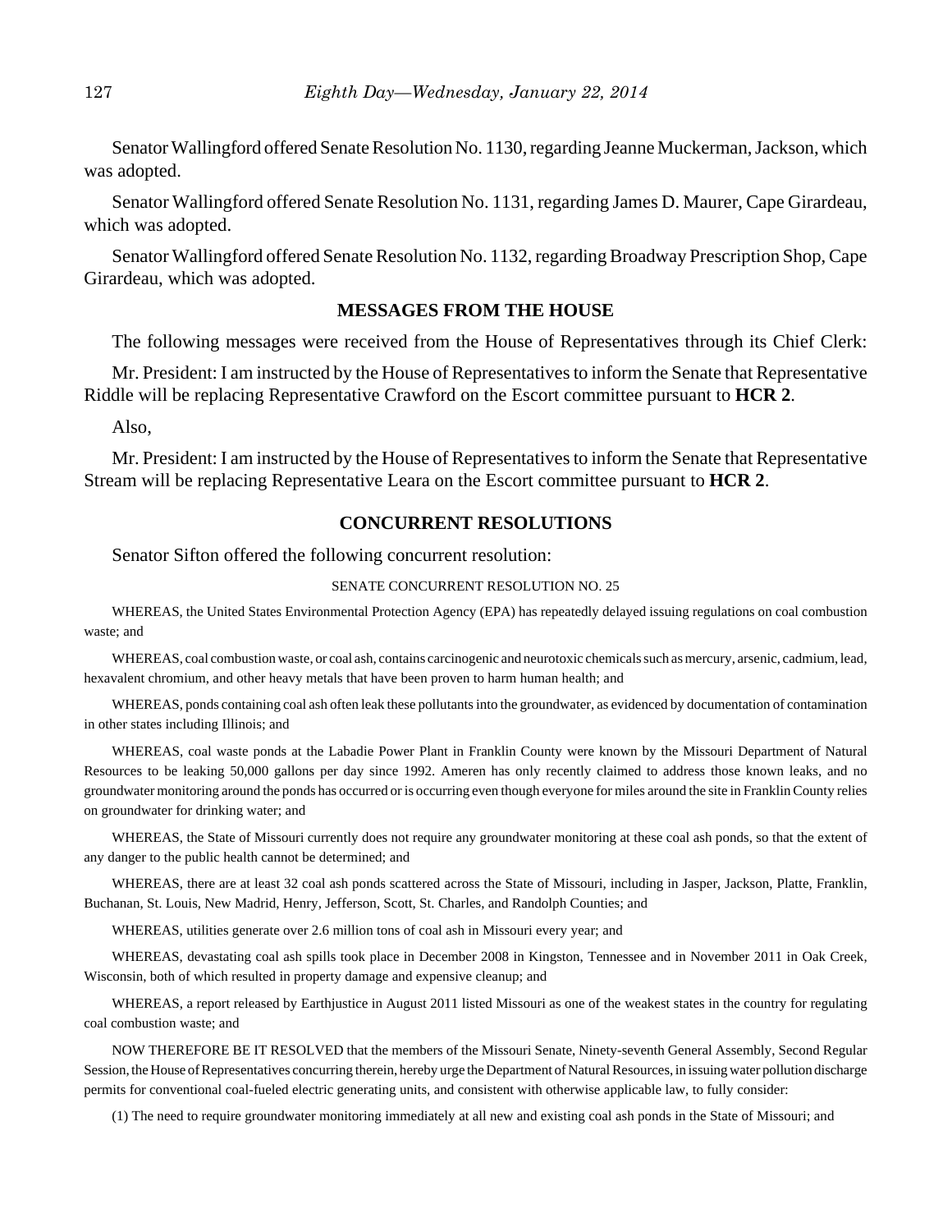Senator Wallingford offered Senate Resolution No. 1130, regarding Jeanne Muckerman, Jackson, which was adopted.

Senator Wallingford offered Senate Resolution No. 1131, regarding James D. Maurer, Cape Girardeau, which was adopted.

Senator Wallingford offered Senate Resolution No. 1132, regarding Broadway Prescription Shop, Cape Girardeau, which was adopted.

## MESSAGES FROM THE HOUSE

The following messages were received from the House of Representatives through its Chief Clerk:

Mr. President: I am instructed by the House of Representatives to inform the Senate that Representative Riddle will be replacing Representative Crawford on the Escort committee pursuant to **HCR 2**.

Also,

Mr. President: I am instructed by the House of Representatives to inform the Senate that Representative Stream will be replacing Representative Leara on the Escort committee pursuant to **HCR 2**.

## CONCURRENT RESOLUTIONS

Senator Sifton offered the following concurrent resolution:

SENATE CONCURRENT RESOLUTION NO. 25

WHEREAS, the United States Environmental Protection Agency (EPA) has repeatedly delayed issuing regulations on coal combustion waste; and

WHEREAS, coal combustion waste, or coal ash, contains carcinogenic and neurotoxic chemicals such as mercury, arsenic, cadmium, lead, hexavalent chromium, and other heavy metals that have been proven to harm human health; and

WHEREAS, ponds containing coal ash often leak these pollutants into the groundwater, as evidenced by documentation of contamination in other states including Illinois; and

WHEREAS, coal waste ponds at the Labadie Power Plant in Franklin County were known by the Missouri Department of Natural Resources to be leaking 50,000 gallons per day since 1992. Ameren has only recently claimed to address those known leaks, and no groundwater monitoring around the ponds has occurred or is occurring even though everyone for miles around the site in Franklin County relies on groundwater for drinking water; and

WHEREAS, the State of Missouri currently does not require any groundwater monitoring at these coal ash ponds, so that the extent of any danger to the public health cannot be determined; and

WHEREAS, there are at least 32 coal ash ponds scattered across the State of Missouri, including in Jasper, Jackson, Platte, Franklin, Buchanan, St. Louis, New Madrid, Henry, Jefferson, Scott, St. Charles, and Randolph Counties; and

WHEREAS, utilities generate over 2.6 million tons of coal ash in Missouri every year; and

WHEREAS, devastating coal ash spills took place in December 2008 in Kingston, Tennessee and in November 2011 in Oak Creek, Wisconsin, both of which resulted in property damage and expensive cleanup; and

WHEREAS, a report released by Earthjustice in August 2011 listed Missouri as one of the weakest states in the country for regulating coal combustion waste; and

NOW THEREFORE BE IT RESOLVED that the members of the Missouri Senate, Ninety-seventh General Assembly, Second Regular Session, the House of Representatives concurring therein, hereby urge the Department of Natural Resources, in issuing water pollution discharge permits for conventional coal-fueled electric generating units, and consistent with otherwise applicable law, to fully consider:

(1) The need to require groundwater monitoring immediately at all new and existing coal ash ponds in the State of Missouri; and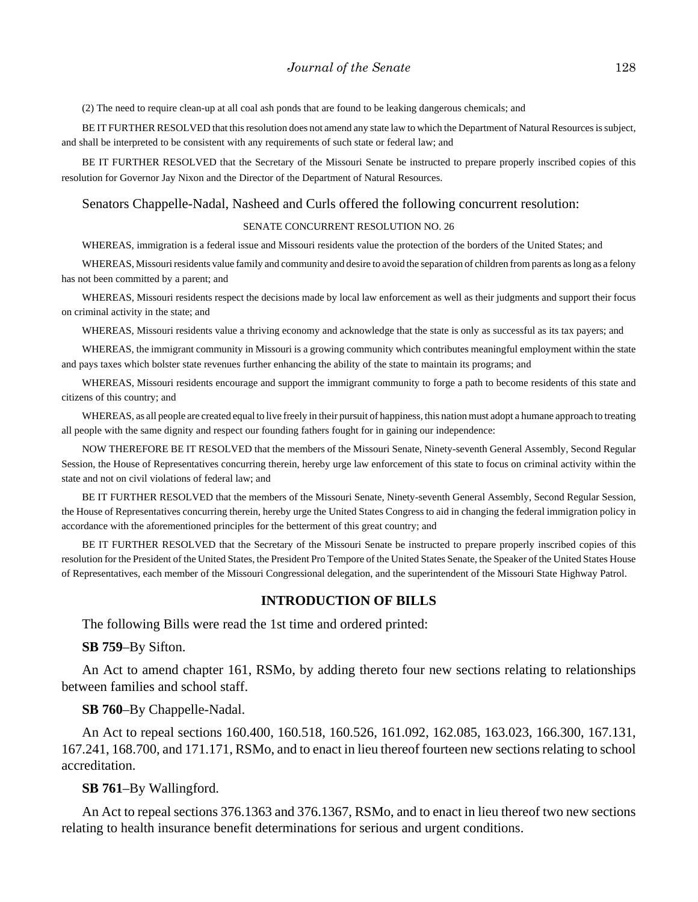(2) The need to require clean-up at all coal ash ponds that are found to be leaking dangerous chemicals; and

BE IT FURTHER RESOLVED that this resolution does not amend any state law to which the Department of Natural Resources is subject, and shall be interpreted to be consistent with any requirements of such state or federal law; and

BE IT FURTHER RESOLVED that the Secretary of the Missouri Senate be instructed to prepare properly inscribed copies of this resolution for Governor Jay Nixon and the Director of the Department of Natural Resources.

Senators Chappelle-Nadal, Nasheed and Curls offered the following concurrent resolution:

SENATE CONCURRENT RESOLUTION NO. 26

WHEREAS, immigration is a federal issue and Missouri residents value the protection of the borders of the United States; and

WHEREAS, Missouri residents value family and community and desire to avoid the separation of children from parents as long as a felony has not been committed by a parent; and

WHEREAS, Missouri residents respect the decisions made by local law enforcement as well as their judgments and support their focus on criminal activity in the state; and

WHEREAS, Missouri residents value a thriving economy and acknowledge that the state is only as successful as its tax payers; and

WHEREAS, the immigrant community in Missouri is a growing community which contributes meaningful employment within the state and pays taxes which bolster state revenues further enhancing the ability of the state to maintain its programs; and

WHEREAS, Missouri residents encourage and support the immigrant community to forge a path to become residents of this state and citizens of this country; and

WHEREAS, as all people are created equal to live freely in their pursuit of happiness, this nation must adopt a humane approach to treating all people with the same dignity and respect our founding fathers fought for in gaining our independence:

NOW THEREFORE BE IT RESOLVED that the members of the Missouri Senate, Ninety-seventh General Assembly, Second Regular Session, the House of Representatives concurring therein, hereby urge law enforcement of this state to focus on criminal activity within the state and not on civil violations of federal law; and

BE IT FURTHER RESOLVED that the members of the Missouri Senate, Ninety-seventh General Assembly, Second Regular Session, the House of Representatives concurring therein, hereby urge the United States Congress to aid in changing the federal immigration policy in accordance with the aforementioned principles for the betterment of this great country; and

BE IT FURTHER RESOLVED that the Secretary of the Missouri Senate be instructed to prepare properly inscribed copies of this resolution for the President of the United States, the President Pro Tempore of the United States Senate, the Speaker of the United States House of Representatives, each member of the Missouri Congressional delegation, and the superintendent of the Missouri State Highway Patrol.

## INTRODUCTION OF BILLS

The following Bills were read the 1st time and ordered printed:

**SB 759**–By Sifton.

An Act to amend chapter 161, RSMo, by adding thereto four new sections relating to relationships between families and school staff.

**SB 760**–By Chappelle-Nadal.

An Act to repeal sections 160.400, 160.518, 160.526, 161.092, 162.085, 163.023, 166.300, 167.131, 167.241, 168.700, and 171.171, RSMo, and to enact in lieu thereof fourteen new sections relating to school accreditation.

**SB 761**–By Wallingford.

An Act to repeal sections 376.1363 and 376.1367, RSMo, and to enact in lieu thereof two new sections relating to health insurance benefit determinations for serious and urgent conditions.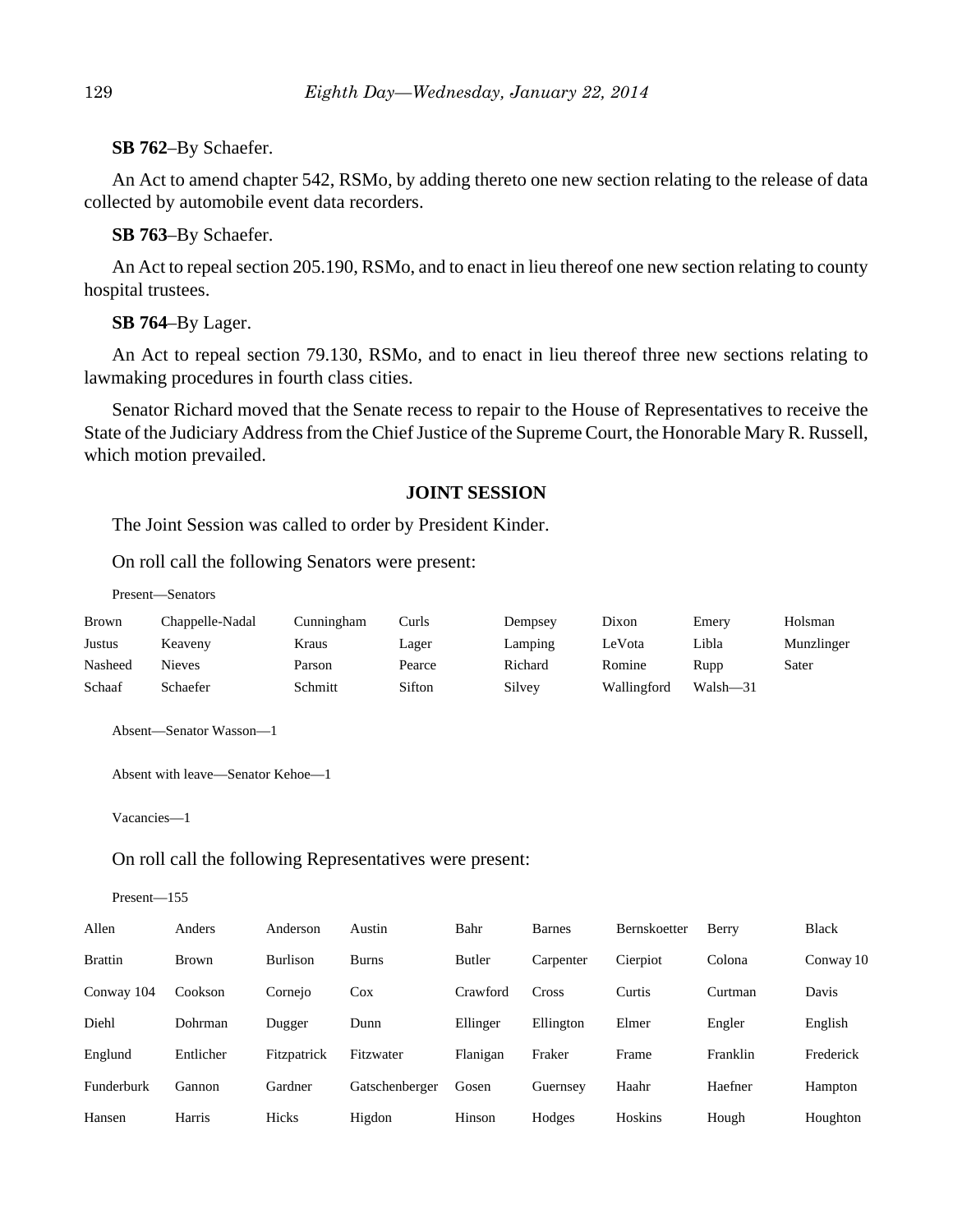**SB 762**–By Schaefer.

An Act to amend chapter 542, RSMo, by adding thereto one new section relating to the release of data collected by automobile event data recorders.

**SB 763**–By Schaefer.

An Act to repeal section 205.190, RSMo, and to enact in lieu thereof one new section relating to county hospital trustees.

**SB 764**–By Lager.

An Act to repeal section 79.130, RSMo, and to enact in lieu thereof three new sections relating to lawmaking procedures in fourth class cities.

Senator Richard moved that the Senate recess to repair to the House of Representatives to receive the State of the Judiciary Address from the Chief Justice of the Supreme Court, the Honorable Mary R. Russell, which motion prevailed.

## JOINT SESSION

The Joint Session was called to order by President Kinder.

On roll call the following Senators were present:

Present—Senators

| | | | | | | | |
|---|---|---|---|---|---|---|---|
| Brown | Chappelle-Nadal | Cunningham | Curls | Dempsey | Dixon | Emery | Holsman |
| Justus | Keaveny | Kraus | Lager | Lamping | LeVota | Libla | Munzlinger |
| Nasheed | Nieves | Parson | Pearce | Richard | Romine | Rupp | Sater |
| Schaaf | Schaefer | Schmitt | Sifton | Silvey | Wallingford | Walsh—31 | |

Absent—Senator Wasson—1

Absent with leave—Senator Kehoe—1

Vacancies—1

On roll call the following Representatives were present:

Present—155

| | | | | | | | | |
|---|---|---|---|---|---|---|---|---|
| Allen | Anders | Anderson | Austin | Bahr | Barnes | Bernskoetter | Berry | Black |
| Brattin | Brown | Burlison | Burns | Butler | Carpenter | Cierpiot | Colona | Conway 10 |
| Conway 104 | Cookson | Cornejo | Cox | Crawford | Cross | Curtis | Curtman | Davis |
| Diehl | Dohrman | Dugger | Dunn | Ellinger | Ellington | Elmer | Engler | English |
| Englund | Entlicher | Fitzpatrick | Fitzwater | Flanigan | Fraker | Frame | Franklin | Frederick |
| Funderburk | Gannon | Gardner | Gatschenberger | Gosen | Guernsey | Haahr | Haefner | Hampton |
| Hansen | Harris | Hicks | Higdon | Hinson | Hodges | Hoskins | Hough | Houghton |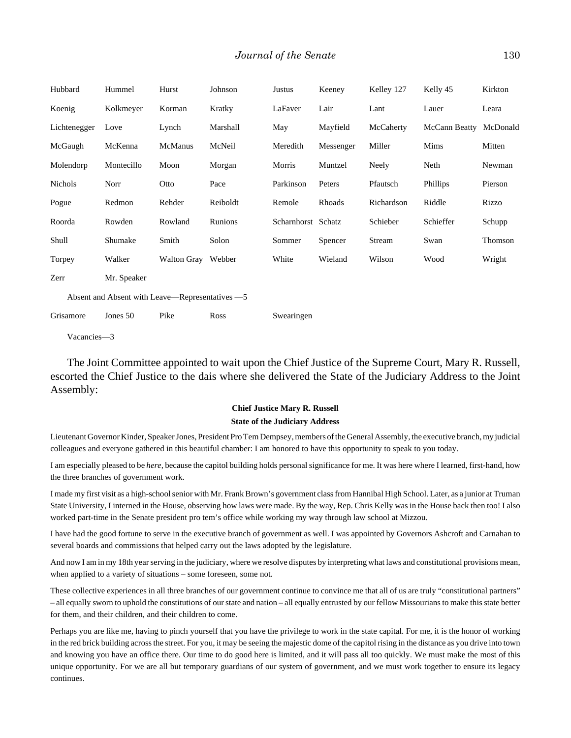| | | | | | | | | |
|---|---|---|---|---|---|---|---|---|
| Hubbard | Hummel | Hurst | Johnson | Justus | Keeney | Kelley 127 | Kelly 45 | Kirkton |
| Koenig | Kolkmeyer | Korman | Kratky | LaFaver | Lair | Lant | Lauer | Leara |
| Lichtenegger | Love | Lynch | Marshall | May | Mayfield | McCaherty | McCann Beatty | McDonald |
| McGaugh | McKenna | McManus | McNeil | Meredith | Messenger | Miller | Mims | Mitten |
| Molendorp | Montecillo | Moon | Morgan | Morris | Muntzel | Neely | Neth | Newman |
| Nichols | Norr | Otto | Pace | Parkinson | Peters | Pfautsch | Phillips | Pierson |
| Pogue | Redmon | Rehder | Reiboldt | Remole | Rhoads | Richardson | Riddle | Rizzo |
| Roorda | Rowden | Rowland | Runions | Scharnhorst | Schatz | Schieber | Schieffer | Schupp |
| Shull | Shumake | Smith | Solon | Sommer | Spencer | Stream | Swan | Thomson |
| Torpey | Walker | Walton Gray | Webber | White | Wieland | Wilson | Wood | Wright |
| Zerr | Mr. Speaker | | | | | | | |

Absent and Absent with Leave—Representatives —5

| | | | | |
|---|---|---|---|---|
| Grisamore | Jones 50 | Pike | Ross | Swearingen |

Vacancies—3

The Joint Committee appointed to wait upon the Chief Justice of the Supreme Court, Mary R. Russell, escorted the Chief Justice to the dais where she delivered the State of the Judiciary Address to the Joint Assembly:

**Chief Justice Mary R. Russell**
**State of the Judiciary Address**

Lieutenant Governor Kinder, Speaker Jones, President Pro Tem Dempsey, members of the General Assembly, the executive branch, my judicial colleagues and everyone gathered in this beautiful chamber: I am honored to have this opportunity to speak to you today.

I am especially pleased to be *here*, because the capitol building holds personal significance for me. It was here where I learned, first-hand, how the three branches of government work.

I made my first visit as a high-school senior with Mr. Frank Brown's government class from Hannibal High School. Later, as a junior at Truman State University, I interned in the House, observing how laws were made. By the way, Rep. Chris Kelly was in the House back then too! I also worked part-time in the Senate president pro tem's office while working my way through law school at Mizzou.

I have had the good fortune to serve in the executive branch of government as well. I was appointed by Governors Ashcroft and Carnahan to several boards and commissions that helped carry out the laws adopted by the legislature.

And now I am in my 18th year serving in the judiciary, where we resolve disputes by interpreting what laws and constitutional provisions mean, when applied to a variety of situations – some foreseen, some not.

These collective experiences in all three branches of our government continue to convince me that all of us are truly "constitutional partners" – all equally sworn to uphold the constitutions of our state and nation – all equally entrusted by our fellow Missourians to make this state better for them, and their children, and their children to come.

Perhaps you are like me, having to pinch yourself that you have the privilege to work in the state capital. For me, it is the honor of working in the red brick building across the street. For you, it may be seeing the majestic dome of the capitol rising in the distance as you drive into town and knowing you have an office there. Our time to do good here is limited, and it will pass all too quickly. We must make the most of this unique opportunity. For we are all but temporary guardians of our system of government, and we must work together to ensure its legacy continues.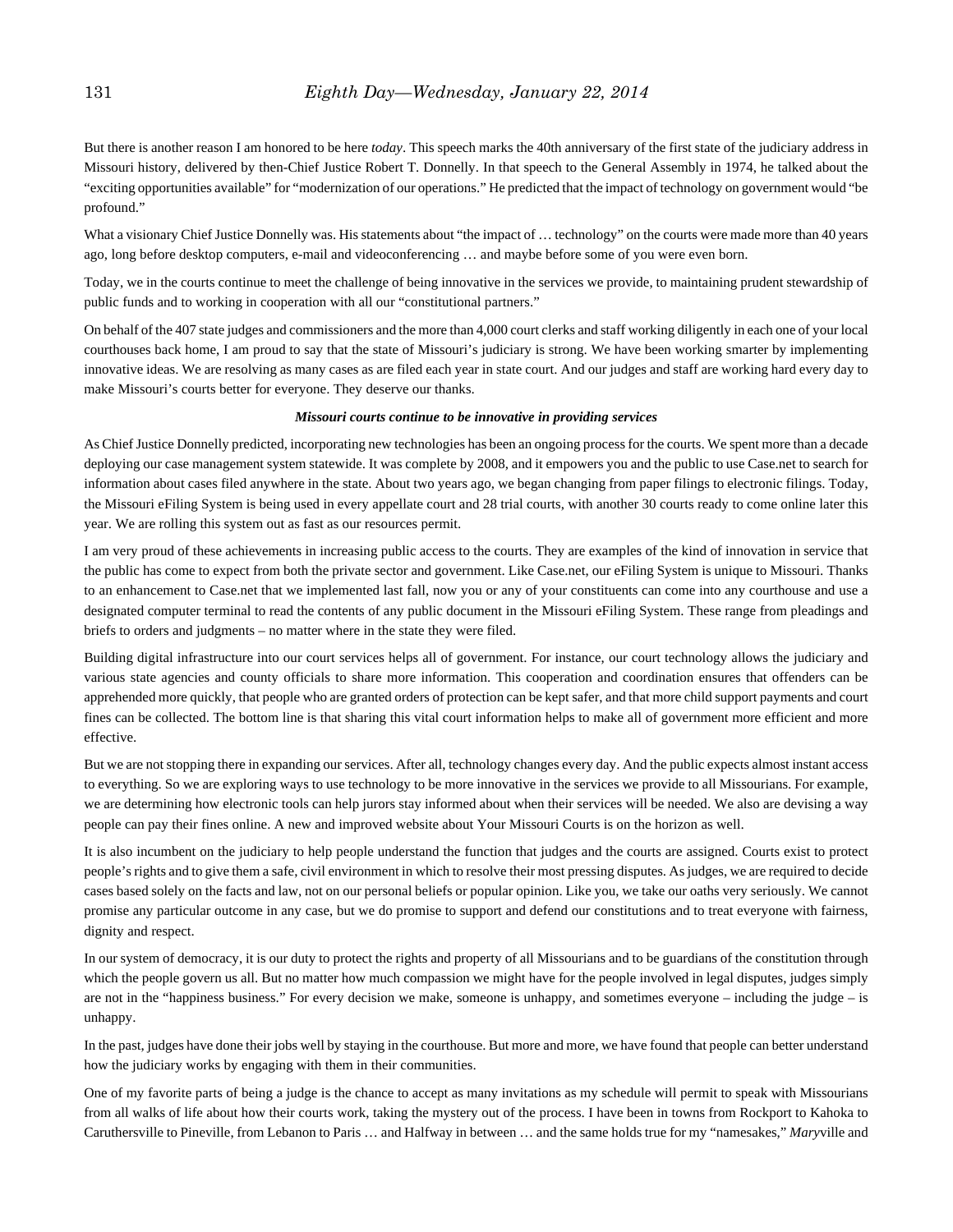But there is another reason I am honored to be here *today*. This speech marks the 40th anniversary of the first state of the judiciary address in Missouri history, delivered by then-Chief Justice Robert T. Donnelly. In that speech to the General Assembly in 1974, he talked about the "exciting opportunities available" for "modernization of our operations." He predicted that the impact of technology on government would "be profound."

What a visionary Chief Justice Donnelly was. His statements about "the impact of … technology" on the courts were made more than 40 years ago, long before desktop computers, e-mail and videoconferencing … and maybe before some of you were even born.

Today, we in the courts continue to meet the challenge of being innovative in the services we provide, to maintaining prudent stewardship of public funds and to working in cooperation with all our "constitutional partners."

On behalf of the 407 state judges and commissioners and the more than 4,000 court clerks and staff working diligently in each one of your local courthouses back home, I am proud to say that the state of Missouri's judiciary is strong. We have been working smarter by implementing innovative ideas. We are resolving as many cases as are filed each year in state court. And our judges and staff are working hard every day to make Missouri's courts better for everyone. They deserve our thanks.

***Missouri courts continue to be innovative in providing services***

As Chief Justice Donnelly predicted, incorporating new technologies has been an ongoing process for the courts. We spent more than a decade deploying our case management system statewide. It was complete by 2008, and it empowers you and the public to use Case.net to search for information about cases filed anywhere in the state. About two years ago, we began changing from paper filings to electronic filings. Today, the Missouri eFiling System is being used in every appellate court and 28 trial courts, with another 30 courts ready to come online later this year. We are rolling this system out as fast as our resources permit.

I am very proud of these achievements in increasing public access to the courts. They are examples of the kind of innovation in service that the public has come to expect from both the private sector and government. Like Case.net, our eFiling System is unique to Missouri. Thanks to an enhancement to Case.net that we implemented last fall, now you or any of your constituents can come into any courthouse and use a designated computer terminal to read the contents of any public document in the Missouri eFiling System. These range from pleadings and briefs to orders and judgments – no matter where in the state they were filed.

Building digital infrastructure into our court services helps all of government. For instance, our court technology allows the judiciary and various state agencies and county officials to share more information. This cooperation and coordination ensures that offenders can be apprehended more quickly, that people who are granted orders of protection can be kept safer, and that more child support payments and court fines can be collected. The bottom line is that sharing this vital court information helps to make all of government more efficient and more effective.

But we are not stopping there in expanding our services. After all, technology changes every day. And the public expects almost instant access to everything. So we are exploring ways to use technology to be more innovative in the services we provide to all Missourians. For example, we are determining how electronic tools can help jurors stay informed about when their services will be needed. We also are devising a way people can pay their fines online. A new and improved website about Your Missouri Courts is on the horizon as well.

It is also incumbent on the judiciary to help people understand the function that judges and the courts are assigned. Courts exist to protect people's rights and to give them a safe, civil environment in which to resolve their most pressing disputes. As judges, we are required to decide cases based solely on the facts and law, not on our personal beliefs or popular opinion. Like you, we take our oaths very seriously. We cannot promise any particular outcome in any case, but we do promise to support and defend our constitutions and to treat everyone with fairness, dignity and respect.

In our system of democracy, it is our duty to protect the rights and property of all Missourians and to be guardians of the constitution through which the people govern us all. But no matter how much compassion we might have for the people involved in legal disputes, judges simply are not in the "happiness business." For every decision we make, someone is unhappy, and sometimes everyone – including the judge – is unhappy.

In the past, judges have done their jobs well by staying in the courthouse. But more and more, we have found that people can better understand how the judiciary works by engaging with them in their communities.

One of my favorite parts of being a judge is the chance to accept as many invitations as my schedule will permit to speak with Missourians from all walks of life about how their courts work, taking the mystery out of the process. I have been in towns from Rockport to Kahoka to Caruthersville to Pineville, from Lebanon to Paris … and Halfway in between … and the same holds true for my "namesakes," *Mary*ville and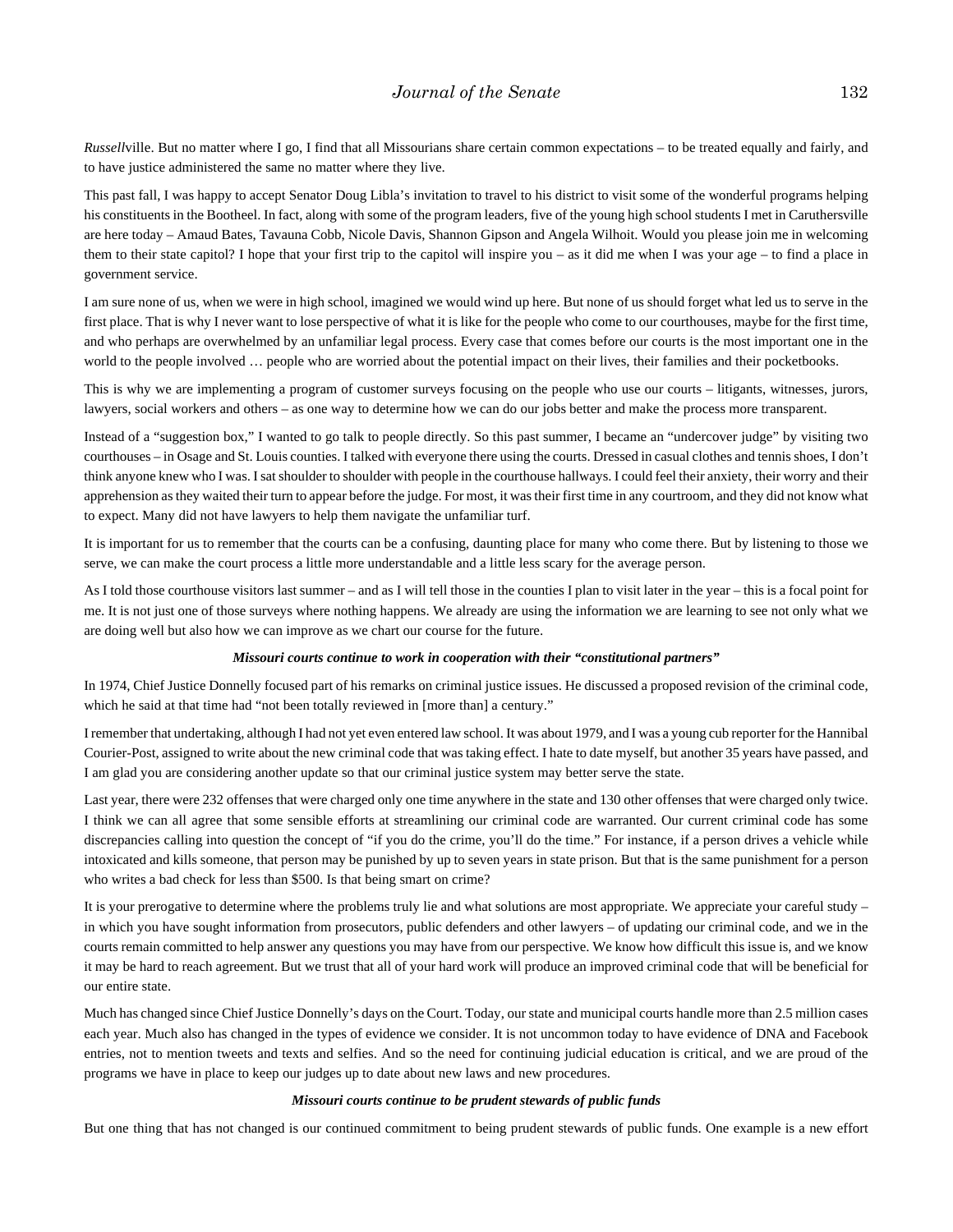*Russell*ville. But no matter where I go, I find that all Missourians share certain common expectations – to be treated equally and fairly, and to have justice administered the same no matter where they live.

This past fall, I was happy to accept Senator Doug Libla's invitation to travel to his district to visit some of the wonderful programs helping his constituents in the Bootheel. In fact, along with some of the program leaders, five of the young high school students I met in Caruthersville are here today – Amaud Bates, Tavauna Cobb, Nicole Davis, Shannon Gipson and Angela Wilhoit. Would you please join me in welcoming them to their state capitol? I hope that your first trip to the capitol will inspire you – as it did me when I was your age – to find a place in government service.

I am sure none of us, when we were in high school, imagined we would wind up here. But none of us should forget what led us to serve in the first place. That is why I never want to lose perspective of what it is like for the people who come to our courthouses, maybe for the first time, and who perhaps are overwhelmed by an unfamiliar legal process. Every case that comes before our courts is the most important one in the world to the people involved … people who are worried about the potential impact on their lives, their families and their pocketbooks.

This is why we are implementing a program of customer surveys focusing on the people who use our courts – litigants, witnesses, jurors, lawyers, social workers and others – as one way to determine how we can do our jobs better and make the process more transparent.

Instead of a "suggestion box," I wanted to go talk to people directly. So this past summer, I became an "undercover judge" by visiting two courthouses – in Osage and St. Louis counties. I talked with everyone there using the courts. Dressed in casual clothes and tennis shoes, I don't think anyone knew who I was. I sat shoulder to shoulder with people in the courthouse hallways. I could feel their anxiety, their worry and their apprehension as they waited their turn to appear before the judge. For most, it was their first time in any courtroom, and they did not know what to expect. Many did not have lawyers to help them navigate the unfamiliar turf.

It is important for us to remember that the courts can be a confusing, daunting place for many who come there. But by listening to those we serve, we can make the court process a little more understandable and a little less scary for the average person.

As I told those courthouse visitors last summer – and as I will tell those in the counties I plan to visit later in the year – this is a focal point for me. It is not just one of those surveys where nothing happens. We already are using the information we are learning to see not only what we are doing well but also how we can improve as we chart our course for the future.

***Missouri courts continue to work in cooperation with their "constitutional partners"***

In 1974, Chief Justice Donnelly focused part of his remarks on criminal justice issues. He discussed a proposed revision of the criminal code, which he said at that time had "not been totally reviewed in [more than] a century."

I remember that undertaking, although I had not yet entered law school. It was about 1979, and I was a young cub reporter for the Hannibal Courier-Post, assigned to write about the new criminal code that was taking effect. I hate to date myself, but another 35 years have passed, and I am glad you are considering another update so that our criminal justice system may better serve the state.

Last year, there were 232 offenses that were charged only one time anywhere in the state and 130 other offenses that were charged only twice. I think we can all agree that some sensible efforts at streamlining our criminal code are warranted. Our current criminal code has some discrepancies calling into question the concept of "if you do the crime, you'll do the time." For instance, if a person drives a vehicle while intoxicated and kills someone, that person may be punished by up to seven years in state prison. But that is the same punishment for a person who writes a bad check for less than $500. Is that being smart on crime?

It is your prerogative to determine where the problems truly lie and what solutions are most appropriate. We appreciate your careful study – in which you have sought information from prosecutors, public defenders and other lawyers – of updating our criminal code, and we in the courts remain committed to help answer any questions you may have from our perspective. We know how difficult this issue is, and we know it may be hard to reach agreement. But we trust that all of your hard work will produce an improved criminal code that will be beneficial for our entire state.

Much has changed since Chief Justice Donnelly's days on the Court. Today, our state and municipal courts handle more than 2.5 million cases each year. Much also has changed in the types of evidence we consider. It is not uncommon today to have evidence of DNA and Facebook entries, not to mention tweets and texts and selfies. And so the need for continuing judicial education is critical, and we are proud of the programs we have in place to keep our judges up to date about new laws and new procedures.

***Missouri courts continue to be prudent stewards of public funds***

But one thing that has not changed is our continued commitment to being prudent stewards of public funds. One example is a new effort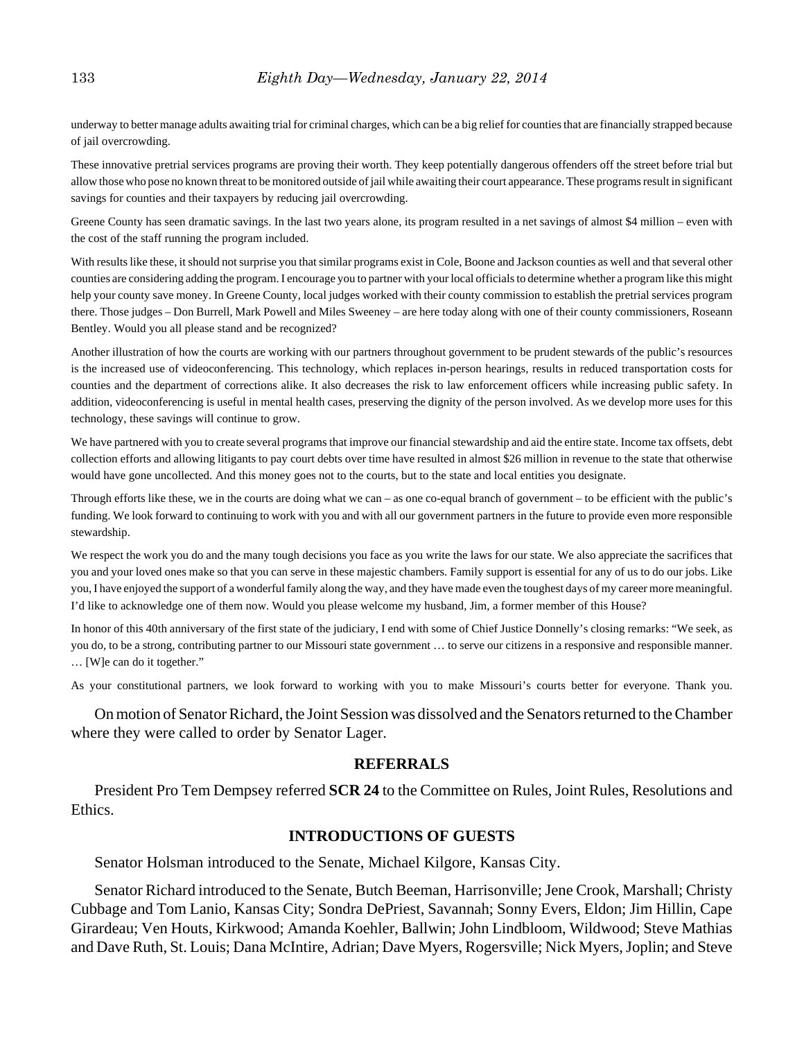underway to better manage adults awaiting trial for criminal charges, which can be a big relief for counties that are financially strapped because of jail overcrowding.

These innovative pretrial services programs are proving their worth. They keep potentially dangerous offenders off the street before trial but allow those who pose no known threat to be monitored outside of jail while awaiting their court appearance. These programs result in significant savings for counties and their taxpayers by reducing jail overcrowding.

Greene County has seen dramatic savings. In the last two years alone, its program resulted in a net savings of almost $4 million – even with the cost of the staff running the program included.

With results like these, it should not surprise you that similar programs exist in Cole, Boone and Jackson counties as well and that several other counties are considering adding the program. I encourage you to partner with your local officials to determine whether a program like this might help your county save money. In Greene County, local judges worked with their county commission to establish the pretrial services program there. Those judges – Don Burrell, Mark Powell and Miles Sweeney – are here today along with one of their county commissioners, Roseann Bentley. Would you all please stand and be recognized?

Another illustration of how the courts are working with our partners throughout government to be prudent stewards of the public's resources is the increased use of videoconferencing. This technology, which replaces in-person hearings, results in reduced transportation costs for counties and the department of corrections alike. It also decreases the risk to law enforcement officers while increasing public safety. In addition, videoconferencing is useful in mental health cases, preserving the dignity of the person involved. As we develop more uses for this technology, these savings will continue to grow.

We have partnered with you to create several programs that improve our financial stewardship and aid the entire state. Income tax offsets, debt collection efforts and allowing litigants to pay court debts over time have resulted in almost $26 million in revenue to the state that otherwise would have gone uncollected. And this money goes not to the courts, but to the state and local entities you designate.

Through efforts like these, we in the courts are doing what we can – as one co-equal branch of government – to be efficient with the public's funding. We look forward to continuing to work with you and with all our government partners in the future to provide even more responsible stewardship.

We respect the work you do and the many tough decisions you face as you write the laws for our state. We also appreciate the sacrifices that you and your loved ones make so that you can serve in these majestic chambers. Family support is essential for any of us to do our jobs. Like you, I have enjoyed the support of a wonderful family along the way, and they have made even the toughest days of my career more meaningful. I'd like to acknowledge one of them now. Would you please welcome my husband, Jim, a former member of this House?

In honor of this 40th anniversary of the first state of the judiciary, I end with some of Chief Justice Donnelly's closing remarks: "We seek, as you do, to be a strong, contributing partner to our Missouri state government … to serve our citizens in a responsive and responsible manner. … [W]e can do it together."

As your constitutional partners, we look forward to working with you to make Missouri's courts better for everyone. Thank you.

On motion of Senator Richard, the Joint Session was dissolved and the Senators returned to the Chamber where they were called to order by Senator Lager.

## REFERRALS

President Pro Tem Dempsey referred **SCR 24** to the Committee on Rules, Joint Rules, Resolutions and Ethics.

## INTRODUCTIONS OF GUESTS

Senator Holsman introduced to the Senate, Michael Kilgore, Kansas City.

Senator Richard introduced to the Senate, Butch Beeman, Harrisonville; Jene Crook, Marshall; Christy Cubbage and Tom Lanio, Kansas City; Sondra DePriest, Savannah; Sonny Evers, Eldon; Jim Hillin, Cape Girardeau; Ven Houts, Kirkwood; Amanda Koehler, Ballwin; John Lindbloom, Wildwood; Steve Mathias and Dave Ruth, St. Louis; Dana McIntire, Adrian; Dave Myers, Rogersville; Nick Myers, Joplin; and Steve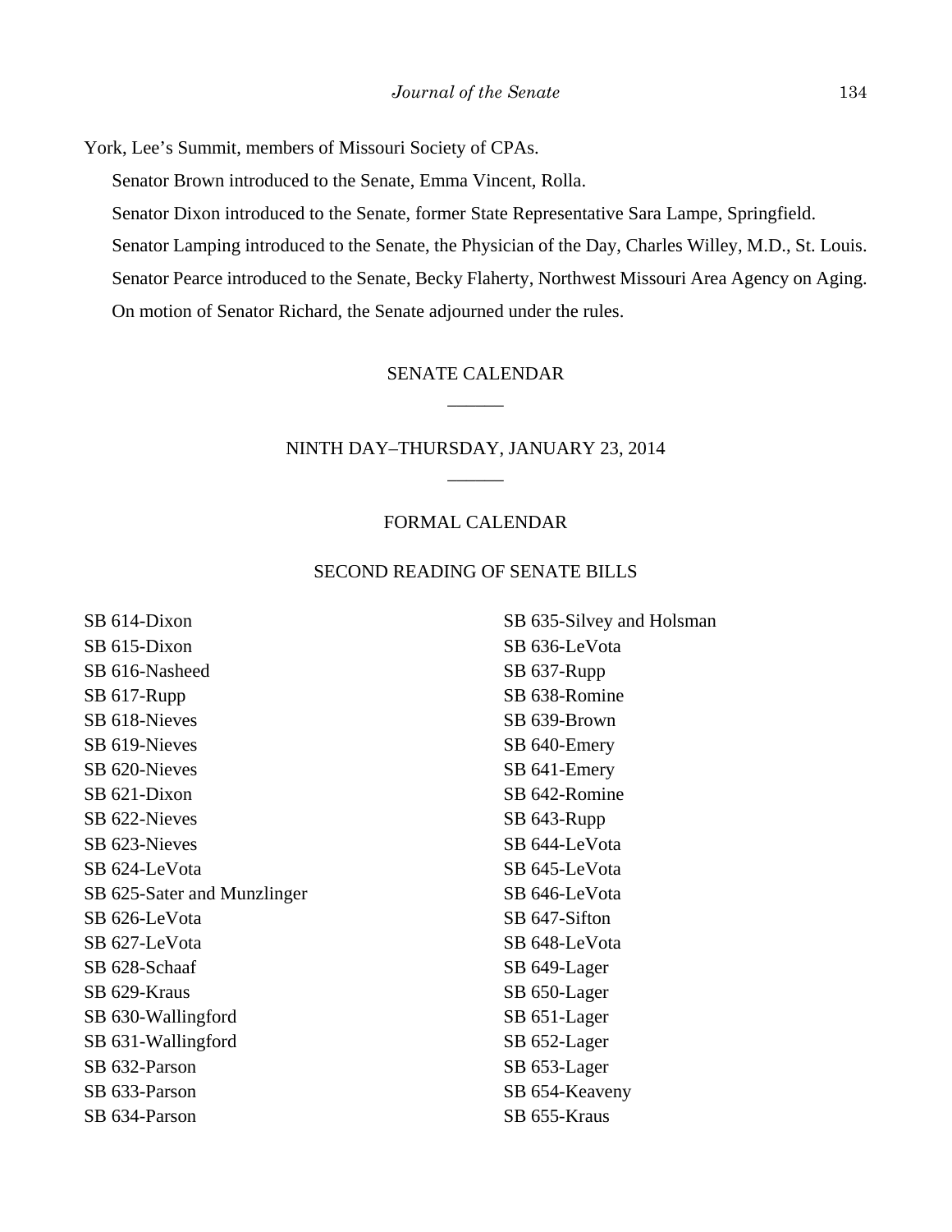York, Lee's Summit, members of Missouri Society of CPAs.

Senator Brown introduced to the Senate, Emma Vincent, Rolla.

Senator Dixon introduced to the Senate, former State Representative Sara Lampe, Springfield.

Senator Lamping introduced to the Senate, the Physician of the Day, Charles Willey, M.D., St. Louis.

Senator Pearce introduced to the Senate, Becky Flaherty, Northwest Missouri Area Agency on Aging.

On motion of Senator Richard, the Senate adjourned under the rules.

## SENATE CALENDAR

______

## NINTH DAY–THURSDAY, JANUARY 23, 2014

______

## FORMAL CALENDAR

### SECOND READING OF SENATE BILLS

SB 614-Dixon
SB 615-Dixon
SB 616-Nasheed
SB 617-Rupp
SB 618-Nieves
SB 619-Nieves
SB 620-Nieves
SB 621-Dixon
SB 622-Nieves
SB 623-Nieves
SB 624-LeVota
SB 625-Sater and Munzlinger
SB 626-LeVota
SB 627-LeVota
SB 628-Schaaf
SB 629-Kraus
SB 630-Wallingford
SB 631-Wallingford
SB 632-Parson
SB 633-Parson
SB 634-Parson
SB 635-Silvey and Holsman
SB 636-LeVota
SB 637-Rupp
SB 638-Romine
SB 639-Brown
SB 640-Emery
SB 641-Emery
SB 642-Romine
SB 643-Rupp
SB 644-LeVota
SB 645-LeVota
SB 646-LeVota
SB 647-Sifton
SB 648-LeVota
SB 649-Lager
SB 650-Lager
SB 651-Lager
SB 652-Lager
SB 653-Lager
SB 654-Keaveny
SB 655-Kraus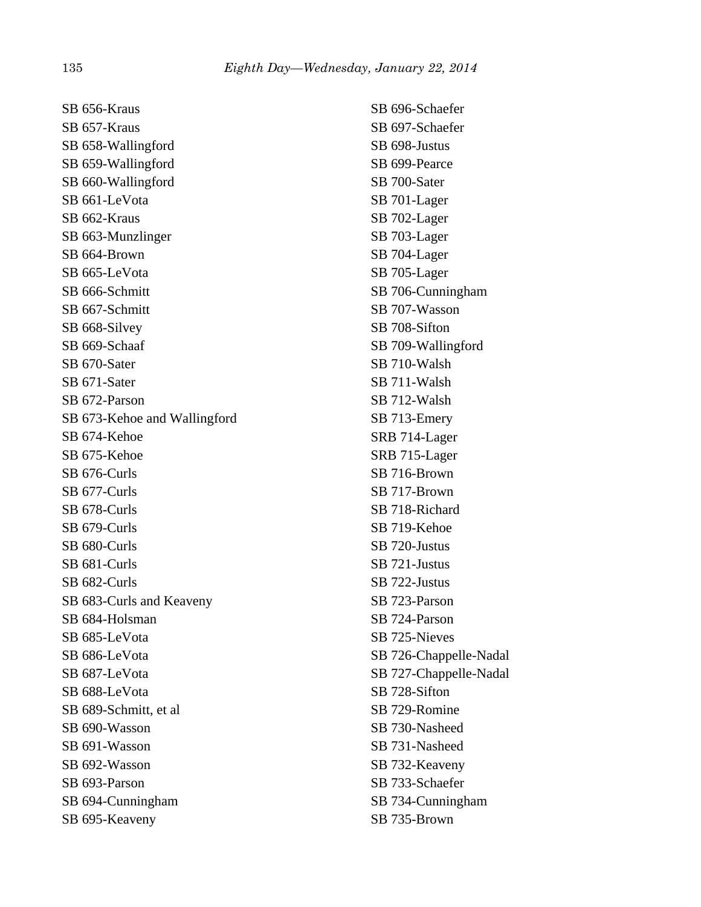SB 656-Kraus
SB 657-Kraus
SB 658-Wallingford
SB 659-Wallingford
SB 660-Wallingford
SB 661-LeVota
SB 662-Kraus
SB 663-Munzlinger
SB 664-Brown
SB 665-LeVota
SB 666-Schmitt
SB 667-Schmitt
SB 668-Silvey
SB 669-Schaaf
SB 670-Sater
SB 671-Sater
SB 672-Parson
SB 673-Kehoe and Wallingford
SB 674-Kehoe
SB 675-Kehoe
SB 676-Curls
SB 677-Curls
SB 678-Curls
SB 679-Curls
SB 680-Curls
SB 681-Curls
SB 682-Curls
SB 683-Curls and Keaveny
SB 684-Holsman
SB 685-LeVota
SB 686-LeVota
SB 687-LeVota
SB 688-LeVota
SB 689-Schmitt, et al
SB 690-Wasson
SB 691-Wasson
SB 692-Wasson
SB 693-Parson
SB 694-Cunningham
SB 695-Keaveny
SB 696-Schaefer
SB 697-Schaefer
SB 698-Justus
SB 699-Pearce
SB 700-Sater
SB 701-Lager
SB 702-Lager
SB 703-Lager
SB 704-Lager
SB 705-Lager
SB 706-Cunningham
SB 707-Wasson
SB 708-Sifton
SB 709-Wallingford
SB 710-Walsh
SB 711-Walsh
SB 712-Walsh
SB 713-Emery
SRB 714-Lager
SRB 715-Lager
SB 716-Brown
SB 717-Brown
SB 718-Richard
SB 719-Kehoe
SB 720-Justus
SB 721-Justus
SB 722-Justus
SB 723-Parson
SB 724-Parson
SB 725-Nieves
SB 726-Chappelle-Nadal
SB 727-Chappelle-Nadal
SB 728-Sifton
SB 729-Romine
SB 730-Nasheed
SB 731-Nasheed
SB 732-Keaveny
SB 733-Schaefer
SB 734-Cunningham
SB 735-Brown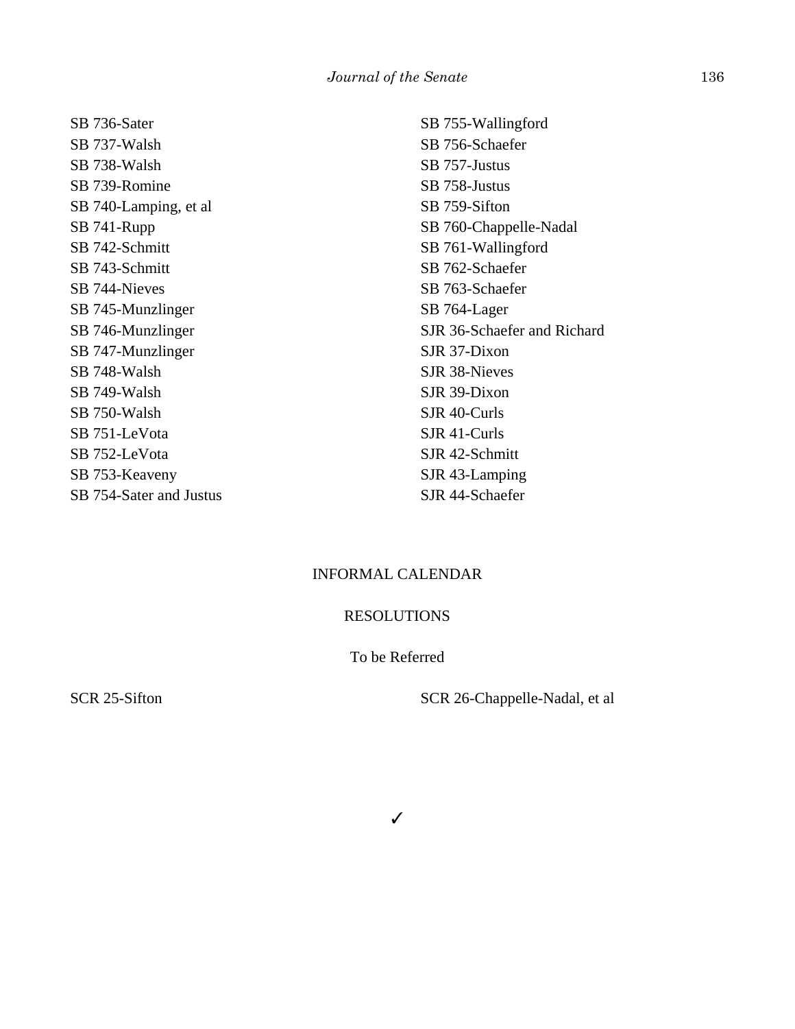SB 736-Sater
SB 737-Walsh
SB 738-Walsh
SB 739-Romine
SB 740-Lamping, et al
SB 741-Rupp
SB 742-Schmitt
SB 743-Schmitt
SB 744-Nieves
SB 745-Munzlinger
SB 746-Munzlinger
SB 747-Munzlinger
SB 748-Walsh
SB 749-Walsh
SB 750-Walsh
SB 751-LeVota
SB 752-LeVota
SB 753-Keaveny
SB 754-Sater and Justus
SB 755-Wallingford
SB 756-Schaefer
SB 757-Justus
SB 758-Justus
SB 759-Sifton
SB 760-Chappelle-Nadal
SB 761-Wallingford
SB 762-Schaefer
SB 763-Schaefer
SB 764-Lager
SJR 36-Schaefer and Richard
SJR 37-Dixon
SJR 38-Nieves
SJR 39-Dixon
SJR 40-Curls
SJR 41-Curls
SJR 42-Schmitt
SJR 43-Lamping
SJR 44-Schaefer

## INFORMAL CALENDAR

### RESOLUTIONS

To be Referred

SCR 25-Sifton
SCR 26-Chappelle-Nadal, et al

✓